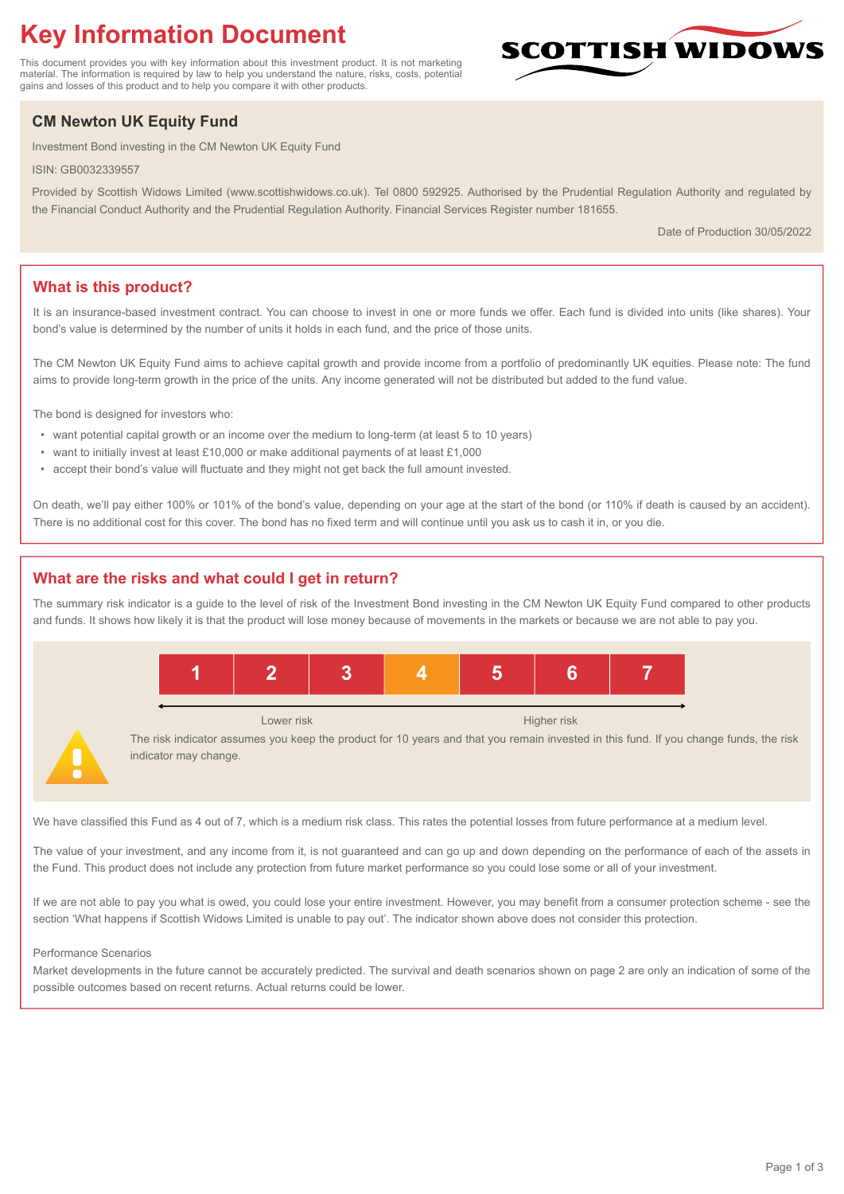# Key Information Document

This document provides you with key information about this investment product. It is not marketing material. The information is required by law to help you understand the nature, risks, costs, potential gains and losses of this product and to help you compare it with other products.

SCOTTISH WIDOWS

## CM Newton UK Equity Fund

Investment Bond investing in the CM Newton UK Equity Fund

ISIN: GB0032339557

Provided by Scottish Widows Limited (www.scottishwidows.co.uk). Tel 0800 592925. Authorised by the Prudential Regulation Authority and regulated by the Financial Conduct Authority and the Prudential Regulation Authority. Financial Services Register number 181655.

Date of Production 30/05/2022

## What is this product?

It is an insurance-based investment contract. You can choose to invest in one or more funds we offer. Each fund is divided into units (like shares). Your bond's value is determined by the number of units it holds in each fund, and the price of those units.

The CM Newton UK Equity Fund aims to achieve capital growth and provide income from a portfolio of predominantly UK equities. Please note: The fund aims to provide long-term growth in the price of the units. Any income generated will not be distributed but added to the fund value.

The bond is designed for investors who:

- want potential capital growth or an income over the medium to long-term (at least 5 to 10 years)
- want to initially invest at least £10,000 or make additional payments of at least £1,000
- accept their bond's value will fluctuate and they might not get back the full amount invested.

On death, we'll pay either 100% or 101% of the bond's value, depending on your age at the start of the bond (or 110% if death is caused by an accident). There is no additional cost for this cover. The bond has no fixed term and will continue until you ask us to cash it in, or you die.

## What are the risks and what could I get in return?

The summary risk indicator is a guide to the level of risk of the Investment Bond investing in the CM Newton UK Equity Fund compared to other products and funds. It shows how likely it is that the product will lose money because of movements in the markets or because we are not able to pay you.

| 1 | 2 | 3 | **4** | 5 | 6 | 7 |
|---|---|---|---|---|---|---|

Lower risk — Higher risk

The risk indicator assumes you keep the product for 10 years and that you remain invested in this fund. If you change funds, the risk indicator may change.

We have classified this Fund as 4 out of 7, which is a medium risk class. This rates the potential losses from future performance at a medium level.

The value of your investment, and any income from it, is not guaranteed and can go up and down depending on the performance of each of the assets in the Fund. This product does not include any protection from future market performance so you could lose some or all of your investment.

If we are not able to pay you what is owed, you could lose your entire investment. However, you may benefit from a consumer protection scheme - see the section 'What happens if Scottish Widows Limited is unable to pay out'. The indicator shown above does not consider this protection.

Performance Scenarios

Market developments in the future cannot be accurately predicted. The survival and death scenarios shown on page 2 are only an indication of some of the possible outcomes based on recent returns. Actual returns could be lower.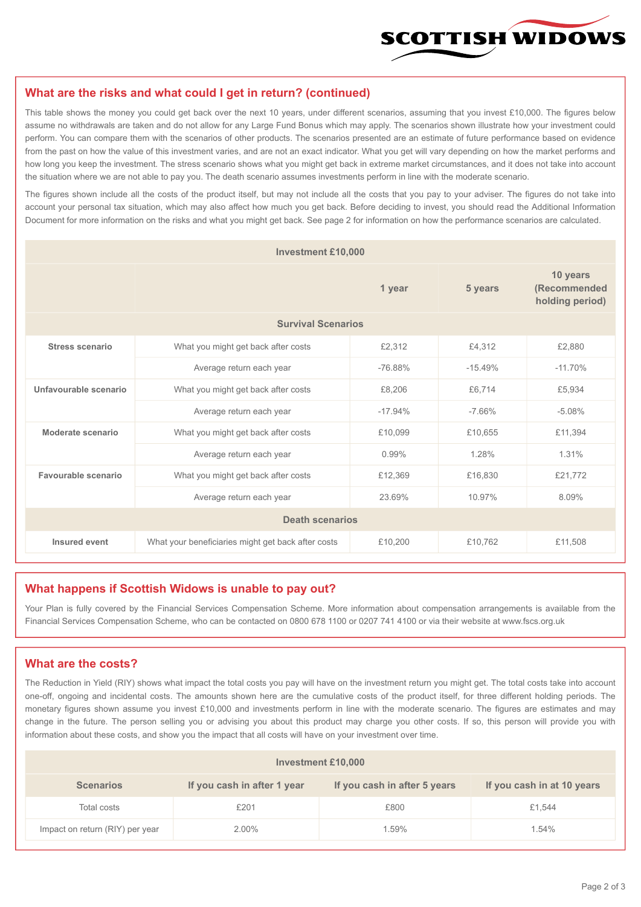## What are the risks and what could I get in return? (continued)

This table shows the money you could get back over the next 10 years, under different scenarios, assuming that you invest £10,000. The figures below assume no withdrawals are taken and do not allow for any Large Fund Bonus which may apply. The scenarios shown illustrate how your investment could perform. You can compare them with the scenarios of other products. The scenarios presented are an estimate of future performance based on evidence from the past on how the value of this investment varies, and are not an exact indicator. What you get will vary depending on how the market performs and how long you keep the investment. The stress scenario shows what you might get back in extreme market circumstances, and it does not take into account the situation where we are not able to pay you. The death scenario assumes investments perform in line with the moderate scenario.

The figures shown include all the costs of the product itself, but may not include all the costs that you pay to your adviser. The figures do not take into account your personal tax situation, which may also affect how much you get back. Before deciding to invest, you should read the Additional Information Document for more information on the risks and what you might get back. See page 2 for information on how the performance scenarios are calculated.

| Investment £10,000 | | | | |
|---|---|---|---|---|
| | | **1 year** | **5 years** | **10 years (Recommended holding period)** |
| **Survival Scenarios** | | | | |
| **Stress scenario** | What you might get back after costs | £2,312 | £4,312 | £2,880 |
| | Average return each year | -76.88% | -15.49% | -11.70% |
| **Unfavourable scenario** | What you might get back after costs | £8,206 | £6,714 | £5,934 |
| | Average return each year | -17.94% | -7.66% | -5.08% |
| **Moderate scenario** | What you might get back after costs | £10,099 | £10,655 | £11,394 |
| | Average return each year | 0.99% | 1.28% | 1.31% |
| **Favourable scenario** | What you might get back after costs | £12,369 | £16,830 | £21,772 |
| | Average return each year | 23.69% | 10.97% | 8.09% |
| **Death scenarios** | | | | |
| **Insured event** | What your beneficiaries might get back after costs | £10,200 | £10,762 | £11,508 |

## What happens if Scottish Widows is unable to pay out?

Your Plan is fully covered by the Financial Services Compensation Scheme. More information about compensation arrangements is available from the Financial Services Compensation Scheme, who can be contacted on 0800 678 1100 or 0207 741 4100 or via their website at www.fscs.org.uk

## What are the costs?

The Reduction in Yield (RIY) shows what impact the total costs you pay will have on the investment return you might get. The total costs take into account one-off, ongoing and incidental costs. The amounts shown here are the cumulative costs of the product itself, for three different holding periods. The monetary figures shown assume you invest £10,000 and investments perform in line with the moderate scenario. The figures are estimates and may change in the future. The person selling you or advising you about this product may charge you other costs. If so, this person will provide you with information about these costs, and show you the impact that all costs will have on your investment over time.

| Investment £10,000 | | | |
|---|---|---|---|
| **Scenarios** | **If you cash in after 1 year** | **If you cash in after 5 years** | **If you cash in at 10 years** |
| Total costs | £201 | £800 | £1,544 |
| Impact on return (RIY) per year | 2.00% | 1.59% | 1.54% |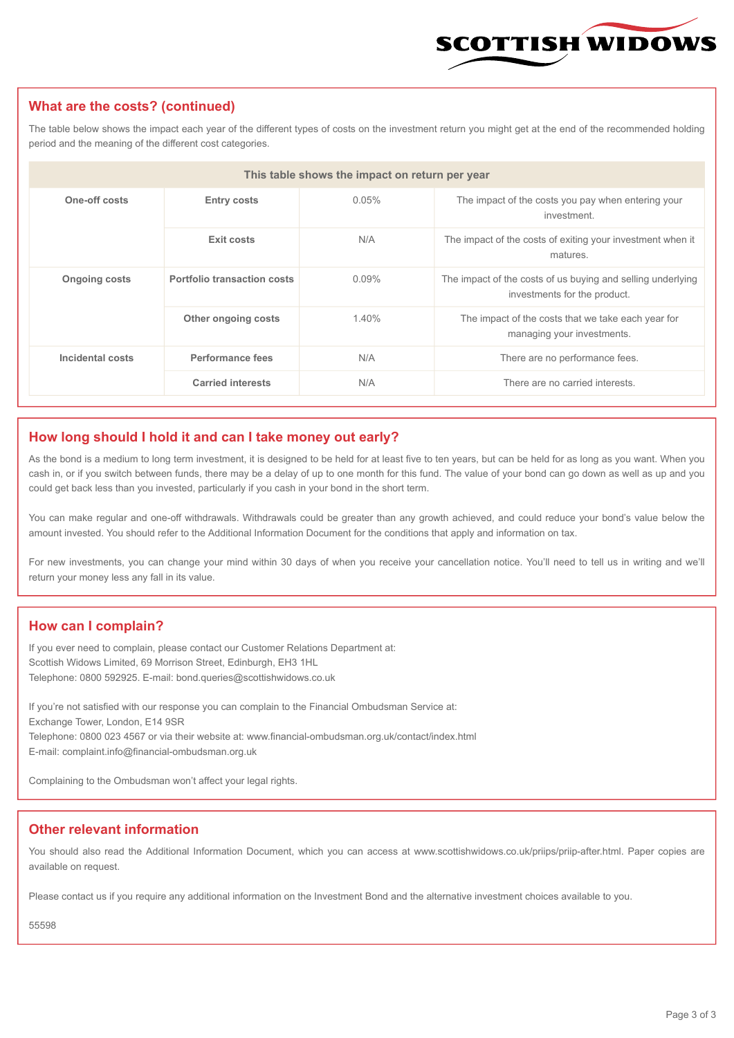## What are the costs? (continued)

The table below shows the impact each year of the different types of costs on the investment return you might get at the end of the recommended holding period and the meaning of the different cost categories.

| This table shows the impact on return per year | | | |
|---|---|---|---|
| **One-off costs** | **Entry costs** | 0.05% | The impact of the costs you pay when entering your investment. |
| | **Exit costs** | N/A | The impact of the costs of exiting your investment when it matures. |
| **Ongoing costs** | **Portfolio transaction costs** | 0.09% | The impact of the costs of us buying and selling underlying investments for the product. |
| | **Other ongoing costs** | 1.40% | The impact of the costs that we take each year for managing your investments. |
| **Incidental costs** | **Performance fees** | N/A | There are no performance fees. |
| | **Carried interests** | N/A | There are no carried interests. |

## How long should I hold it and can I take money out early?

As the bond is a medium to long term investment, it is designed to be held for at least five to ten years, but can be held for as long as you want. When you cash in, or if you switch between funds, there may be a delay of up to one month for this fund. The value of your bond can go down as well as up and you could get back less than you invested, particularly if you cash in your bond in the short term.

You can make regular and one-off withdrawals. Withdrawals could be greater than any growth achieved, and could reduce your bond's value below the amount invested. You should refer to the Additional Information Document for the conditions that apply and information on tax.

For new investments, you can change your mind within 30 days of when you receive your cancellation notice. You'll need to tell us in writing and we'll return your money less any fall in its value.

## How can I complain?

If you ever need to complain, please contact our Customer Relations Department at:
Scottish Widows Limited, 69 Morrison Street, Edinburgh, EH3 1HL
Telephone: 0800 592925. E-mail: bond.queries@scottishwidows.co.uk

If you're not satisfied with our response you can complain to the Financial Ombudsman Service at:
Exchange Tower, London, E14 9SR
Telephone: 0800 023 4567 or via their website at: www.financial-ombudsman.org.uk/contact/index.html
E-mail: complaint.info@financial-ombudsman.org.uk

Complaining to the Ombudsman won't affect your legal rights.

## Other relevant information

You should also read the Additional Information Document, which you can access at www.scottishwidows.co.uk/priips/priip-after.html. Paper copies are available on request.

Please contact us if you require any additional information on the Investment Bond and the alternative investment choices available to you.

55598